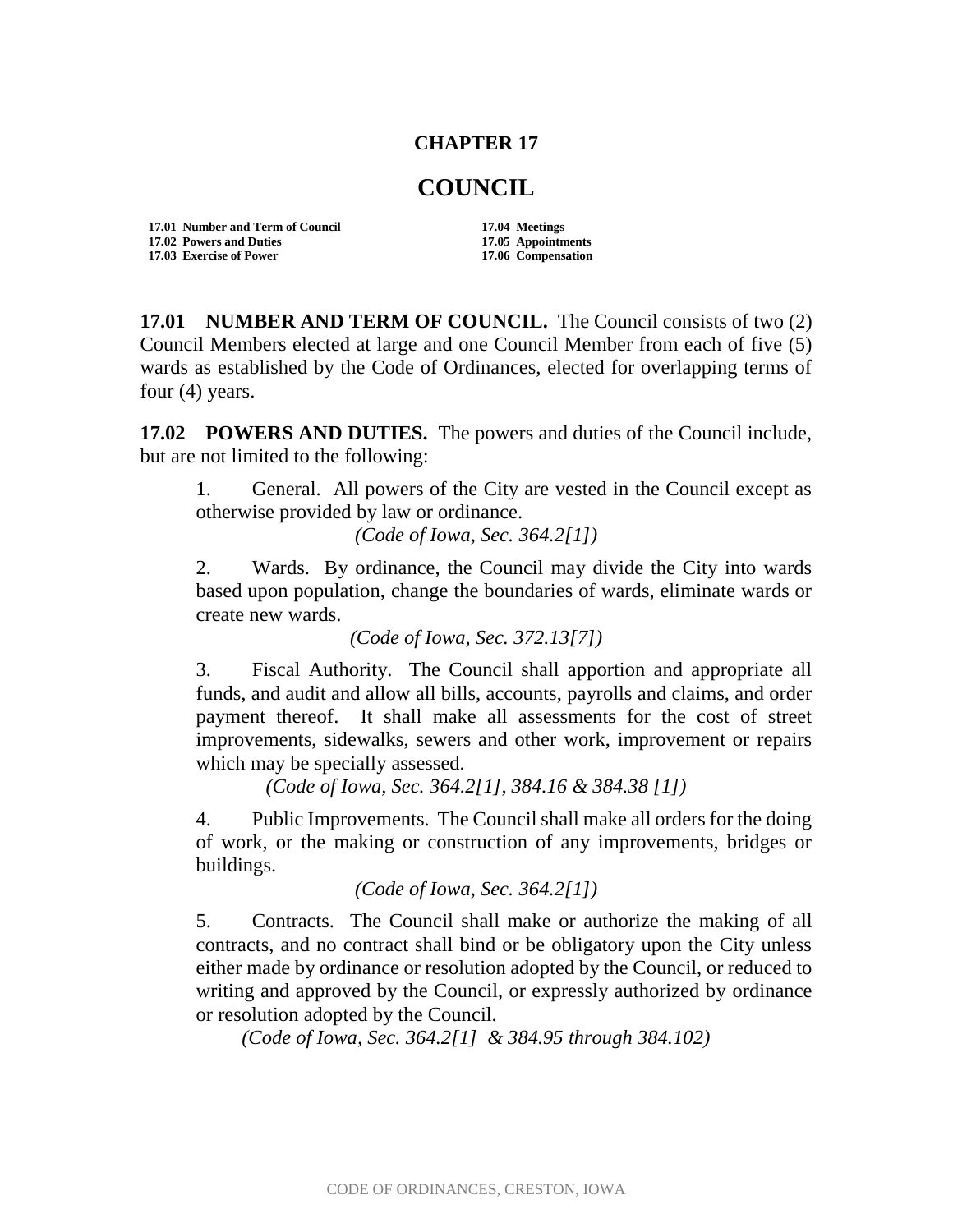# CHAPTER 17

# COUNCIL

| | |
|---|---|
| **17.01 Number and Term of Council** | **17.04 Meetings** |
| **17.02 Powers and Duties** | **17.05 Appointments** |
| **17.03 Exercise of Power** | **17.06 Compensation** |

**17.01 NUMBER AND TERM OF COUNCIL.** The Council consists of two (2) Council Members elected at large and one Council Member from each of five (5) wards as established by the Code of Ordinances, elected for overlapping terms of four (4) years.

**17.02 POWERS AND DUTIES.** The powers and duties of the Council include, but are not limited to the following:

1. General. All powers of the City are vested in the Council except as otherwise provided by law or ordinance.

   *(Code of Iowa, Sec. 364.2[1])*

2. Wards. By ordinance, the Council may divide the City into wards based upon population, change the boundaries of wards, eliminate wards or create new wards.

   *(Code of Iowa, Sec. 372.13[7])*

3. Fiscal Authority. The Council shall apportion and appropriate all funds, and audit and allow all bills, accounts, payrolls and claims, and order payment thereof. It shall make all assessments for the cost of street improvements, sidewalks, sewers and other work, improvement or repairs which may be specially assessed.

   *(Code of Iowa, Sec. 364.2[1], 384.16 & 384.38 [1])*

4. Public Improvements. The Council shall make all orders for the doing of work, or the making or construction of any improvements, bridges or buildings.

   *(Code of Iowa, Sec. 364.2[1])*

5. Contracts. The Council shall make or authorize the making of all contracts, and no contract shall bind or be obligatory upon the City unless either made by ordinance or resolution adopted by the Council, or reduced to writing and approved by the Council, or expressly authorized by ordinance or resolution adopted by the Council.

   *(Code of Iowa, Sec. 364.2[1] & 384.95 through 384.102)*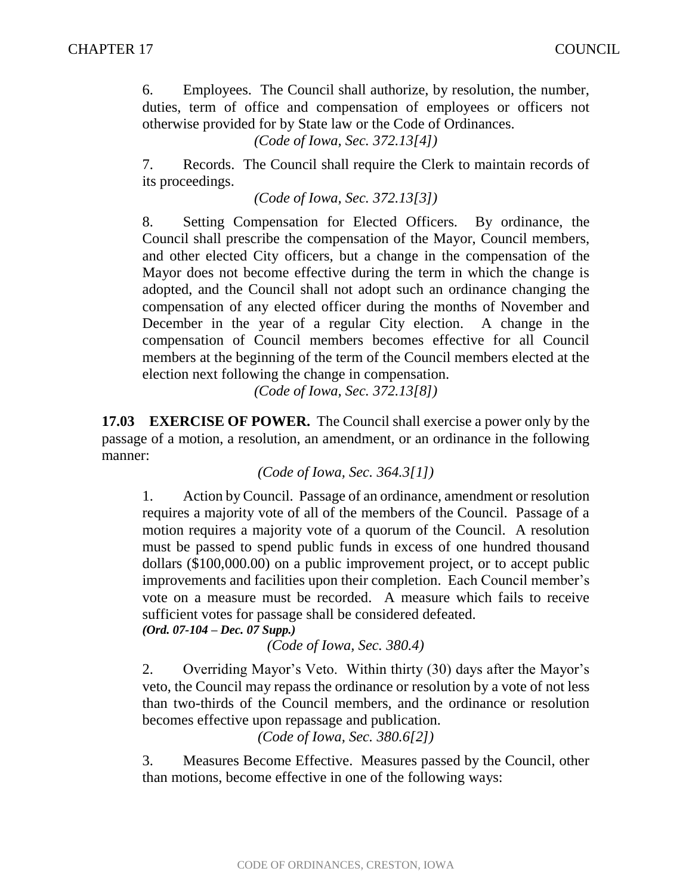6. Employees. The Council shall authorize, by resolution, the number, duties, term of office and compensation of employees or officers not otherwise provided for by State law or the Code of Ordinances.

*(Code of Iowa, Sec. 372.13[4])*

7. Records. The Council shall require the Clerk to maintain records of its proceedings.

*(Code of Iowa, Sec. 372.13[3])*

8. Setting Compensation for Elected Officers. By ordinance, the Council shall prescribe the compensation of the Mayor, Council members, and other elected City officers, but a change in the compensation of the Mayor does not become effective during the term in which the change is adopted, and the Council shall not adopt such an ordinance changing the compensation of any elected officer during the months of November and December in the year of a regular City election. A change in the compensation of Council members becomes effective for all Council members at the beginning of the term of the Council members elected at the election next following the change in compensation.

*(Code of Iowa, Sec. 372.13[8])*

**17.03 EXERCISE OF POWER.** The Council shall exercise a power only by the passage of a motion, a resolution, an amendment, or an ordinance in the following manner:

*(Code of Iowa, Sec. 364.3[1])*

1. Action by Council. Passage of an ordinance, amendment or resolution requires a majority vote of all of the members of the Council. Passage of a motion requires a majority vote of a quorum of the Council. A resolution must be passed to spend public funds in excess of one hundred thousand dollars ($100,000.00) on a public improvement project, or to accept public improvements and facilities upon their completion. Each Council member's vote on a measure must be recorded. A measure which fails to receive sufficient votes for passage shall be considered defeated.

***(Ord. 07-104 – Dec. 07 Supp.)***

*(Code of Iowa, Sec. 380.4)*

2. Overriding Mayor's Veto. Within thirty (30) days after the Mayor's veto, the Council may repass the ordinance or resolution by a vote of not less than two-thirds of the Council members, and the ordinance or resolution becomes effective upon repassage and publication.

*(Code of Iowa, Sec. 380.6[2])*

3. Measures Become Effective. Measures passed by the Council, other than motions, become effective in one of the following ways: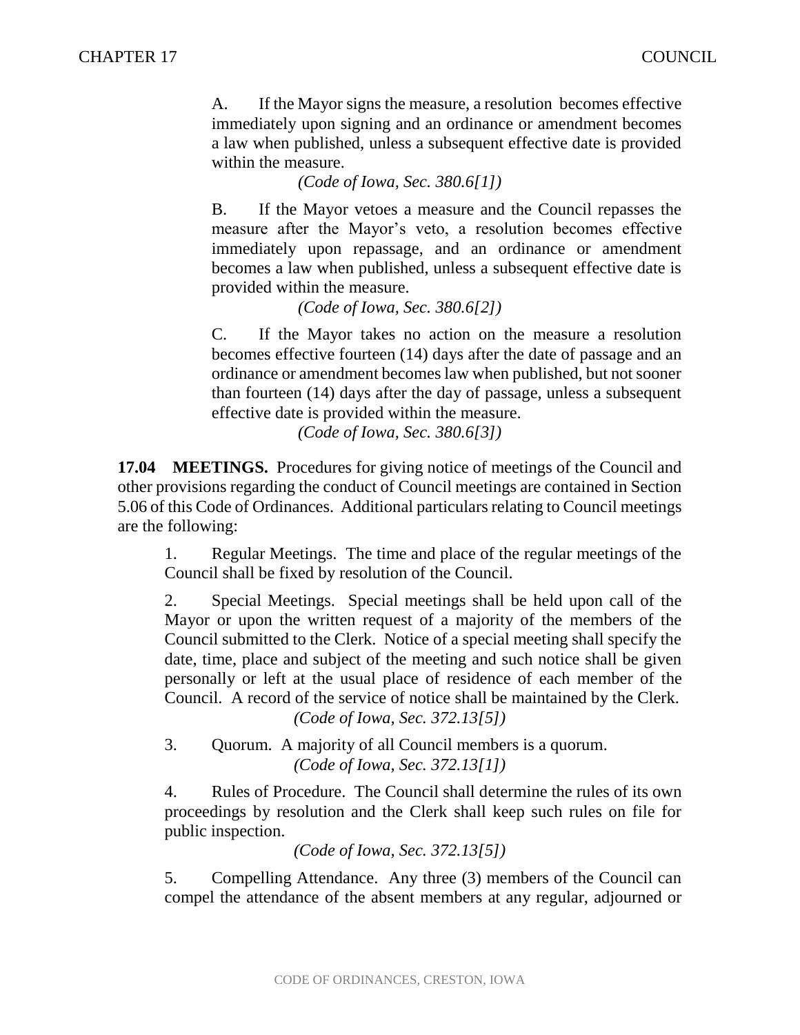A. If the Mayor signs the measure, a resolution becomes effective immediately upon signing and an ordinance or amendment becomes a law when published, unless a subsequent effective date is provided within the measure.

*(Code of Iowa, Sec. 380.6[1])*

B. If the Mayor vetoes a measure and the Council repasses the measure after the Mayor's veto, a resolution becomes effective immediately upon repassage, and an ordinance or amendment becomes a law when published, unless a subsequent effective date is provided within the measure.

*(Code of Iowa, Sec. 380.6[2])*

C. If the Mayor takes no action on the measure a resolution becomes effective fourteen (14) days after the date of passage and an ordinance or amendment becomes law when published, but not sooner than fourteen (14) days after the day of passage, unless a subsequent effective date is provided within the measure.

*(Code of Iowa, Sec. 380.6[3])*

**17.04 MEETINGS.** Procedures for giving notice of meetings of the Council and other provisions regarding the conduct of Council meetings are contained in Section 5.06 of this Code of Ordinances. Additional particulars relating to Council meetings are the following:

1. Regular Meetings. The time and place of the regular meetings of the Council shall be fixed by resolution of the Council.

2. Special Meetings. Special meetings shall be held upon call of the Mayor or upon the written request of a majority of the members of the Council submitted to the Clerk. Notice of a special meeting shall specify the date, time, place and subject of the meeting and such notice shall be given personally or left at the usual place of residence of each member of the Council. A record of the service of notice shall be maintained by the Clerk.

*(Code of Iowa, Sec. 372.13[5])*

3. Quorum. A majority of all Council members is a quorum.

*(Code of Iowa, Sec. 372.13[1])*

4. Rules of Procedure. The Council shall determine the rules of its own proceedings by resolution and the Clerk shall keep such rules on file for public inspection.

*(Code of Iowa, Sec. 372.13[5])*

5. Compelling Attendance. Any three (3) members of the Council can compel the attendance of the absent members at any regular, adjourned or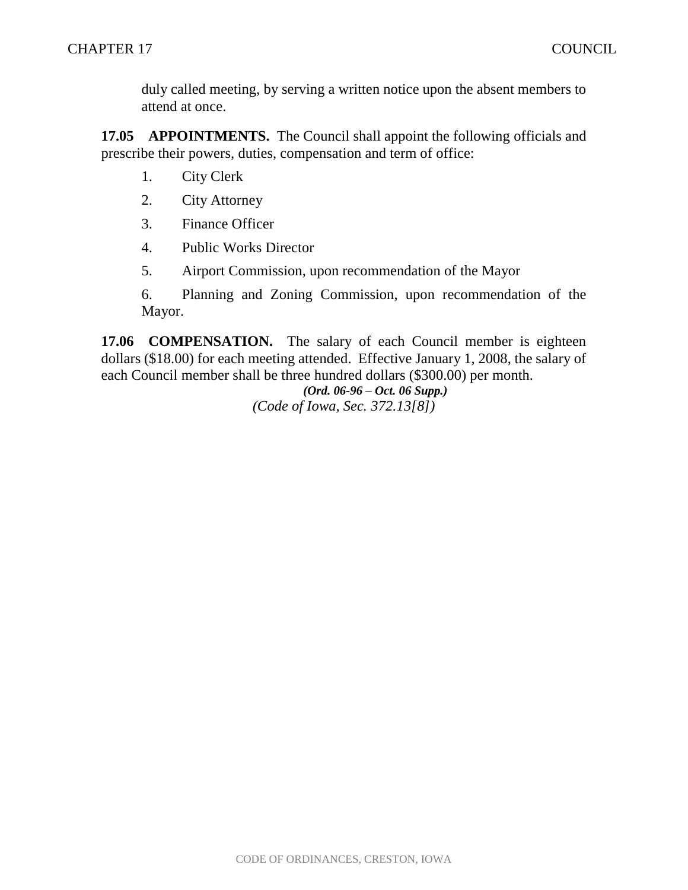duly called meeting, by serving a written notice upon the absent members to attend at once.

**17.05 APPOINTMENTS.** The Council shall appoint the following officials and prescribe their powers, duties, compensation and term of office:

1. City Clerk
2. City Attorney
3. Finance Officer
4. Public Works Director
5. Airport Commission, upon recommendation of the Mayor
6. Planning and Zoning Commission, upon recommendation of the Mayor.

**17.06 COMPENSATION.** The salary of each Council member is eighteen dollars ($18.00) for each meeting attended. Effective January 1, 2008, the salary of each Council member shall be three hundred dollars ($300.00) per month.

***(Ord. 06-96 – Oct. 06 Supp.)***

*(Code of Iowa, Sec. 372.13[8])*